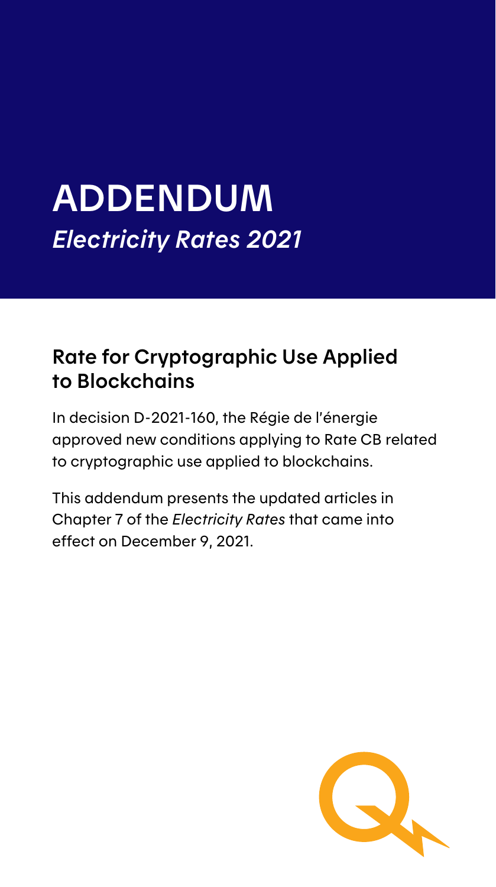# ADDENDUM

*Electricity Rates 2021*

## Rate for Cryptographic Use Applied to Blockchains

In decision D-2021-160, the Régie de l'énergie approved new conditions applying to Rate CB related to cryptographic use applied to blockchains.

This addendum presents the updated articles in Chapter 7 of the *Electricity Rates* that came into effect on December 9, 2021.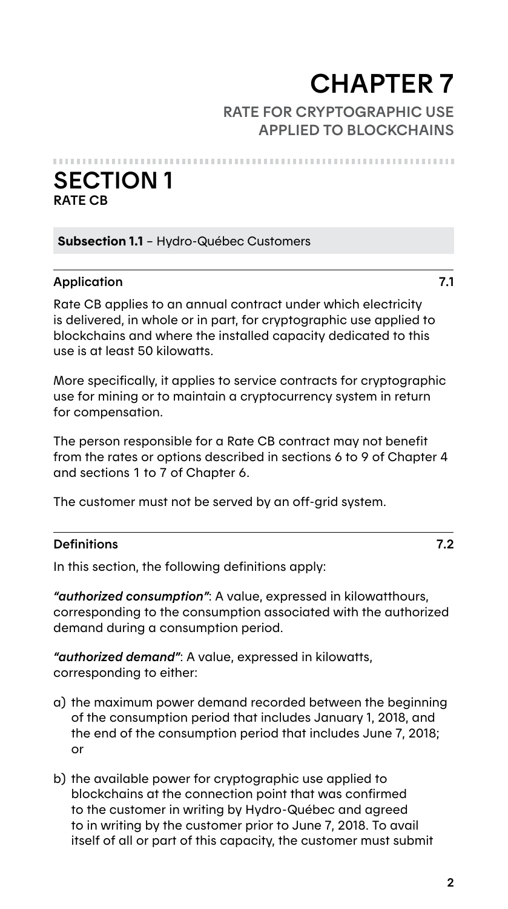# CHAPTER 7

## RATE FOR CRYPTOGRAPHIC USE APPLIED TO BLOCKCHAINS

## SECTION 1

### RATE CB

**Subsection 1.1** – Hydro-Québec Customers

#### Application 7.1

Rate CB applies to an annual contract under which electricity is delivered, in whole or in part, for cryptographic use applied to blockchains and where the installed capacity dedicated to this use is at least 50 kilowatts.

More specifically, it applies to service contracts for cryptographic use for mining or to maintain a cryptocurrency system in return for compensation.

The person responsible for a Rate CB contract may not benefit from the rates or options described in sections 6 to 9 of Chapter 4 and sections 1 to 7 of Chapter 6.

The customer must not be served by an off-grid system.

#### Definitions 7.2

In this section, the following definitions apply:

***"authorized consumption"***: A value, expressed in kilowatthours, corresponding to the consumption associated with the authorized demand during a consumption period.

***"authorized demand"***: A value, expressed in kilowatts, corresponding to either:

a) the maximum power demand recorded between the beginning of the consumption period that includes January 1, 2018, and the end of the consumption period that includes June 7, 2018; or

b) the available power for cryptographic use applied to blockchains at the connection point that was confirmed to the customer in writing by Hydro-Québec and agreed to in writing by the customer prior to June 7, 2018. To avail itself of all or part of this capacity, the customer must submit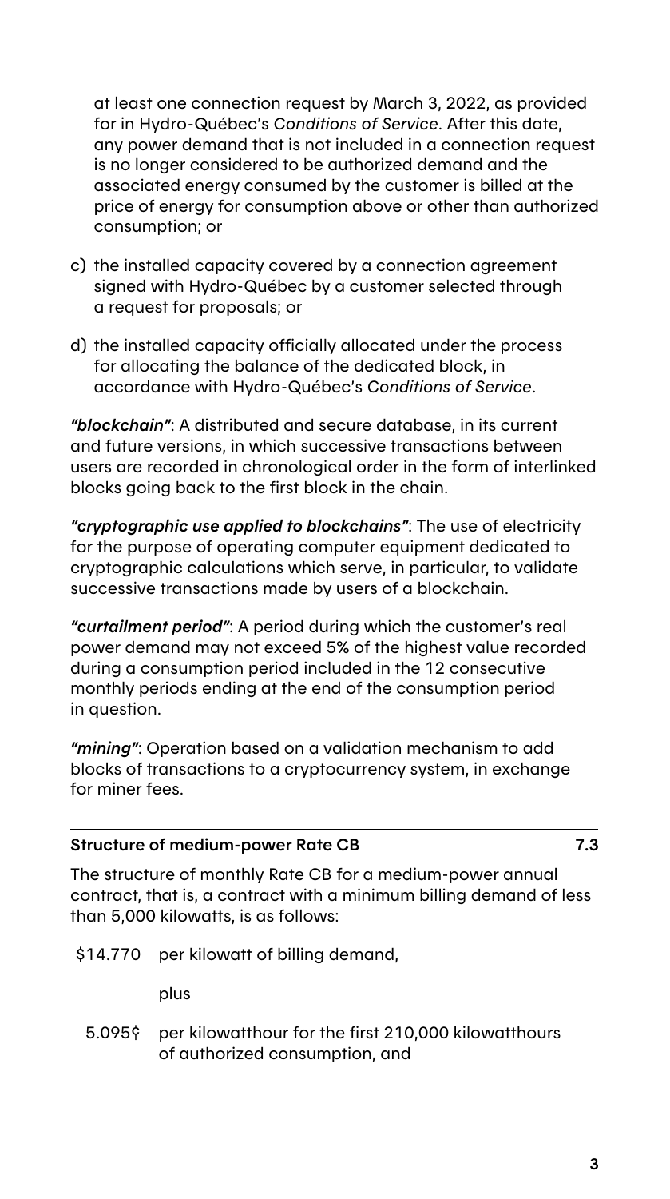at least one connection request by March 3, 2022, as provided for in Hydro-Québec's *Conditions of Service*. After this date, any power demand that is not included in a connection request is no longer considered to be authorized demand and the associated energy consumed by the customer is billed at the price of energy for consumption above or other than authorized consumption; or

c) the installed capacity covered by a connection agreement signed with Hydro-Québec by a customer selected through a request for proposals; or

d) the installed capacity officially allocated under the process for allocating the balance of the dedicated block, in accordance with Hydro-Québec's *Conditions of Service*.

***"blockchain"***: A distributed and secure database, in its current and future versions, in which successive transactions between users are recorded in chronological order in the form of interlinked blocks going back to the first block in the chain.

***"cryptographic use applied to blockchains"***: The use of electricity for the purpose of operating computer equipment dedicated to cryptographic calculations which serve, in particular, to validate successive transactions made by users of a blockchain.

***"curtailment period"***: A period during which the customer's real power demand may not exceed 5% of the highest value recorded during a consumption period included in the 12 consecutive monthly periods ending at the end of the consumption period in question.

***"mining"***: Operation based on a validation mechanism to add blocks of transactions to a cryptocurrency system, in exchange for miner fees.

## Structure of medium-power Rate CB — 7.3

The structure of monthly Rate CB for a medium-power annual contract, that is, a contract with a minimum billing demand of less than 5,000 kilowatts, is as follows:

\$14.770 per kilowatt of billing demand,

plus

5.095¢ per kilowatthour for the first 210,000 kilowatthours of authorized consumption, and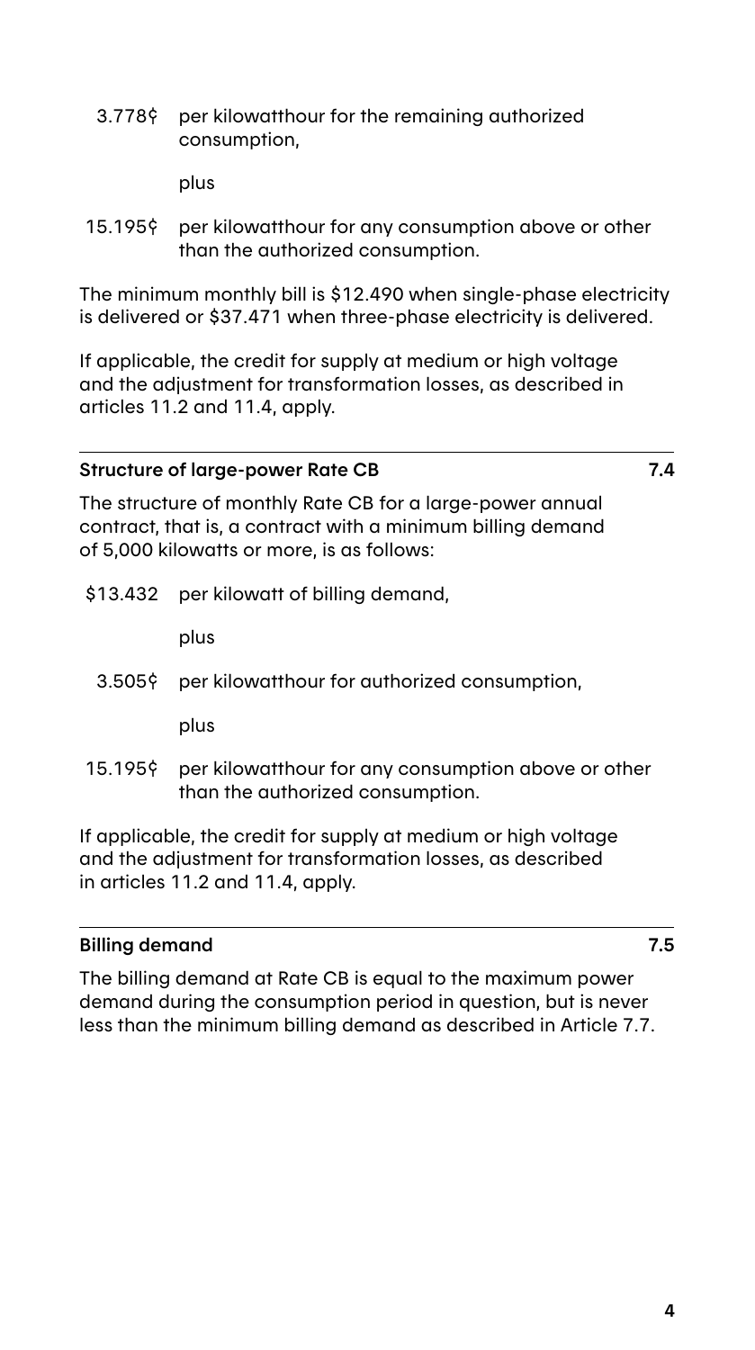3.778¢ per kilowatthour for the remaining authorized consumption,

plus

15.195¢ per kilowatthour for any consumption above or other than the authorized consumption.

The minimum monthly bill is $12.490 when single-phase electricity is delivered or $37.471 when three-phase electricity is delivered.

If applicable, the credit for supply at medium or high voltage and the adjustment for transformation losses, as described in articles 11.2 and 11.4, apply.

### Structure of large-power Rate CB — 7.4

The structure of monthly Rate CB for a large-power annual contract, that is, a contract with a minimum billing demand of 5,000 kilowatts or more, is as follows:

$13.432 per kilowatt of billing demand,

plus

3.505¢ per kilowatthour for authorized consumption,

plus

15.195¢ per kilowatthour for any consumption above or other than the authorized consumption.

If applicable, the credit for supply at medium or high voltage and the adjustment for transformation losses, as described in articles 11.2 and 11.4, apply.

### Billing demand — 7.5

The billing demand at Rate CB is equal to the maximum power demand during the consumption period in question, but is never less than the minimum billing demand as described in Article 7.7.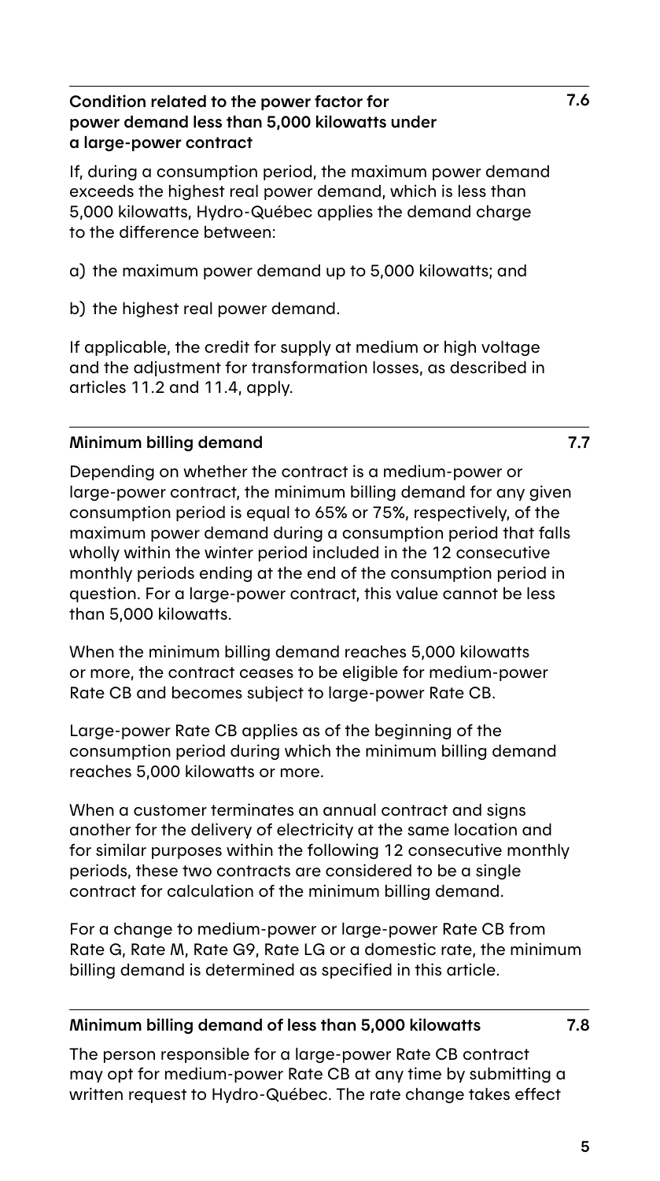### Condition related to the power factor for power demand less than 5,000 kilowatts under a large-power contract — 7.6

If, during a consumption period, the maximum power demand exceeds the highest real power demand, which is less than 5,000 kilowatts, Hydro-Québec applies the demand charge to the difference between:

a) the maximum power demand up to 5,000 kilowatts; and

b) the highest real power demand.

If applicable, the credit for supply at medium or high voltage and the adjustment for transformation losses, as described in articles 11.2 and 11.4, apply.

### Minimum billing demand — 7.7

Depending on whether the contract is a medium-power or large-power contract, the minimum billing demand for any given consumption period is equal to 65% or 75%, respectively, of the maximum power demand during a consumption period that falls wholly within the winter period included in the 12 consecutive monthly periods ending at the end of the consumption period in question. For a large-power contract, this value cannot be less than 5,000 kilowatts.

When the minimum billing demand reaches 5,000 kilowatts or more, the contract ceases to be eligible for medium-power Rate CB and becomes subject to large-power Rate CB.

Large-power Rate CB applies as of the beginning of the consumption period during which the minimum billing demand reaches 5,000 kilowatts or more.

When a customer terminates an annual contract and signs another for the delivery of electricity at the same location and for similar purposes within the following 12 consecutive monthly periods, these two contracts are considered to be a single contract for calculation of the minimum billing demand.

For a change to medium-power or large-power Rate CB from Rate G, Rate M, Rate G9, Rate LG or a domestic rate, the minimum billing demand is determined as specified in this article.

### Minimum billing demand of less than 5,000 kilowatts — 7.8

The person responsible for a large-power Rate CB contract may opt for medium-power Rate CB at any time by submitting a written request to Hydro-Québec. The rate change takes effect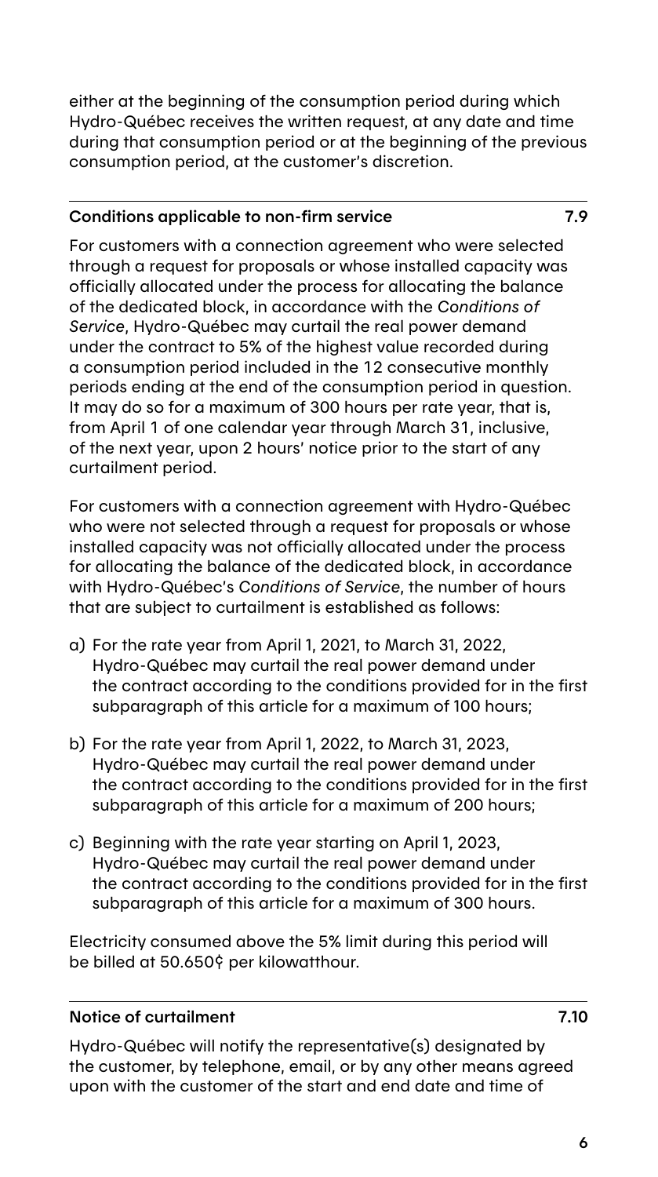either at the beginning of the consumption period during which Hydro-Québec receives the written request, at any date and time during that consumption period or at the beginning of the previous consumption period, at the customer's discretion.

## Conditions applicable to non-firm service — 7.9

For customers with a connection agreement who were selected through a request for proposals or whose installed capacity was officially allocated under the process for allocating the balance of the dedicated block, in accordance with the *Conditions of Service*, Hydro-Québec may curtail the real power demand under the contract to 5% of the highest value recorded during a consumption period included in the 12 consecutive monthly periods ending at the end of the consumption period in question. It may do so for a maximum of 300 hours per rate year, that is, from April 1 of one calendar year through March 31, inclusive, of the next year, upon 2 hours' notice prior to the start of any curtailment period.

For customers with a connection agreement with Hydro-Québec who were not selected through a request for proposals or whose installed capacity was not officially allocated under the process for allocating the balance of the dedicated block, in accordance with Hydro-Québec's *Conditions of Service*, the number of hours that are subject to curtailment is established as follows:

a) For the rate year from April 1, 2021, to March 31, 2022, Hydro-Québec may curtail the real power demand under the contract according to the conditions provided for in the first subparagraph of this article for a maximum of 100 hours;

b) For the rate year from April 1, 2022, to March 31, 2023, Hydro-Québec may curtail the real power demand under the contract according to the conditions provided for in the first subparagraph of this article for a maximum of 200 hours;

c) Beginning with the rate year starting on April 1, 2023, Hydro-Québec may curtail the real power demand under the contract according to the conditions provided for in the first subparagraph of this article for a maximum of 300 hours.

Electricity consumed above the 5% limit during this period will be billed at 50.650¢ per kilowatthour.

## Notice of curtailment — 7.10

Hydro-Québec will notify the representative(s) designated by the customer, by telephone, email, or by any other means agreed upon with the customer of the start and end date and time of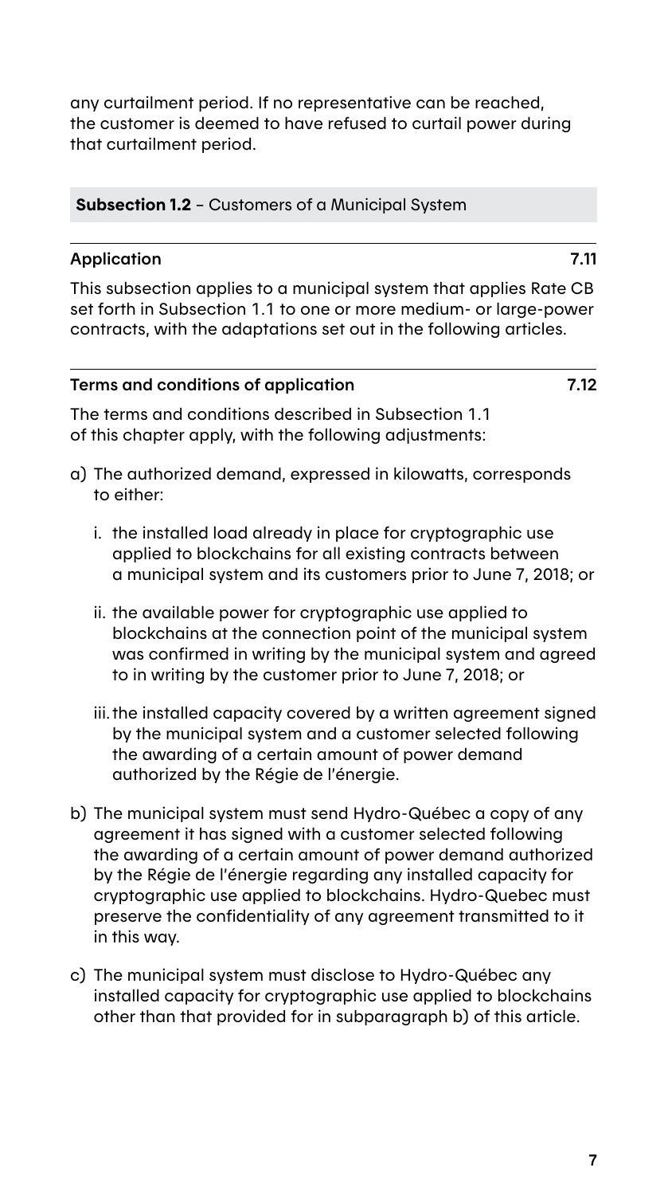any curtailment period. If no representative can be reached, the customer is deemed to have refused to curtail power during that curtailment period.

**Subsection 1.2** – Customers of a Municipal System

**Application** **7.11**

This subsection applies to a municipal system that applies Rate CB set forth in Subsection 1.1 to one or more medium- or large-power contracts, with the adaptations set out in the following articles.

**Terms and conditions of application** **7.12**

The terms and conditions described in Subsection 1.1 of this chapter apply, with the following adjustments:

a) The authorized demand, expressed in kilowatts, corresponds to either:

   i. the installed load already in place for cryptographic use applied to blockchains for all existing contracts between a municipal system and its customers prior to June 7, 2018; or

   ii. the available power for cryptographic use applied to blockchains at the connection point of the municipal system was confirmed in writing by the municipal system and agreed to in writing by the customer prior to June 7, 2018; or

   iii. the installed capacity covered by a written agreement signed by the municipal system and a customer selected following the awarding of a certain amount of power demand authorized by the Régie de l'énergie.

b) The municipal system must send Hydro-Québec a copy of any agreement it has signed with a customer selected following the awarding of a certain amount of power demand authorized by the Régie de l'énergie regarding any installed capacity for cryptographic use applied to blockchains. Hydro-Quebec must preserve the confidentiality of any agreement transmitted to it in this way.

c) The municipal system must disclose to Hydro-Québec any installed capacity for cryptographic use applied to blockchains other than that provided for in subparagraph b) of this article.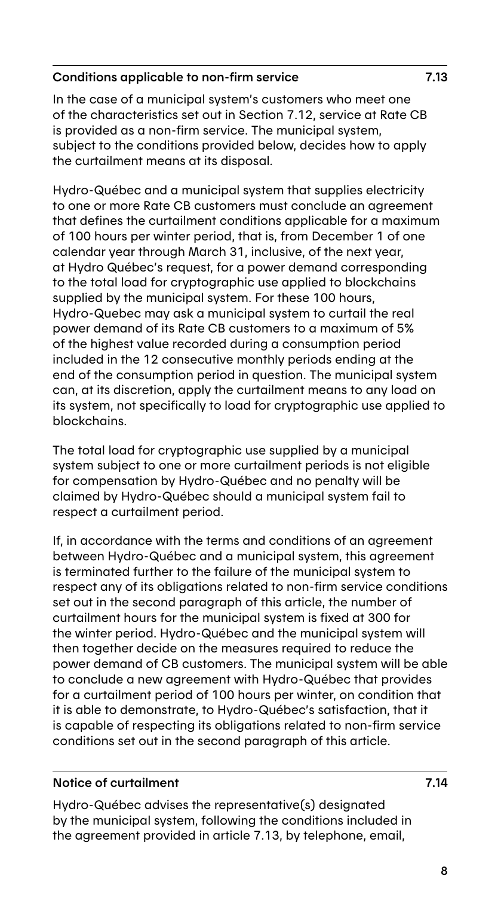## Conditions applicable to non-firm service 7.13

In the case of a municipal system's customers who meet one of the characteristics set out in Section 7.12, service at Rate CB is provided as a non-firm service. The municipal system, subject to the conditions provided below, decides how to apply the curtailment means at its disposal.

Hydro-Québec and a municipal system that supplies electricity to one or more Rate CB customers must conclude an agreement that defines the curtailment conditions applicable for a maximum of 100 hours per winter period, that is, from December 1 of one calendar year through March 31, inclusive, of the next year, at Hydro Québec's request, for a power demand corresponding to the total load for cryptographic use applied to blockchains supplied by the municipal system. For these 100 hours, Hydro-Quebec may ask a municipal system to curtail the real power demand of its Rate CB customers to a maximum of 5% of the highest value recorded during a consumption period included in the 12 consecutive monthly periods ending at the end of the consumption period in question. The municipal system can, at its discretion, apply the curtailment means to any load on its system, not specifically to load for cryptographic use applied to blockchains.

The total load for cryptographic use supplied by a municipal system subject to one or more curtailment periods is not eligible for compensation by Hydro-Québec and no penalty will be claimed by Hydro-Québec should a municipal system fail to respect a curtailment period.

If, in accordance with the terms and conditions of an agreement between Hydro-Québec and a municipal system, this agreement is terminated further to the failure of the municipal system to respect any of its obligations related to non-firm service conditions set out in the second paragraph of this article, the number of curtailment hours for the municipal system is fixed at 300 for the winter period. Hydro-Québec and the municipal system will then together decide on the measures required to reduce the power demand of CB customers. The municipal system will be able to conclude a new agreement with Hydro-Québec that provides for a curtailment period of 100 hours per winter, on condition that it is able to demonstrate, to Hydro-Québec's satisfaction, that it is capable of respecting its obligations related to non-firm service conditions set out in the second paragraph of this article.

## Notice of curtailment 7.14

Hydro-Québec advises the representative(s) designated by the municipal system, following the conditions included in the agreement provided in article 7.13, by telephone, email,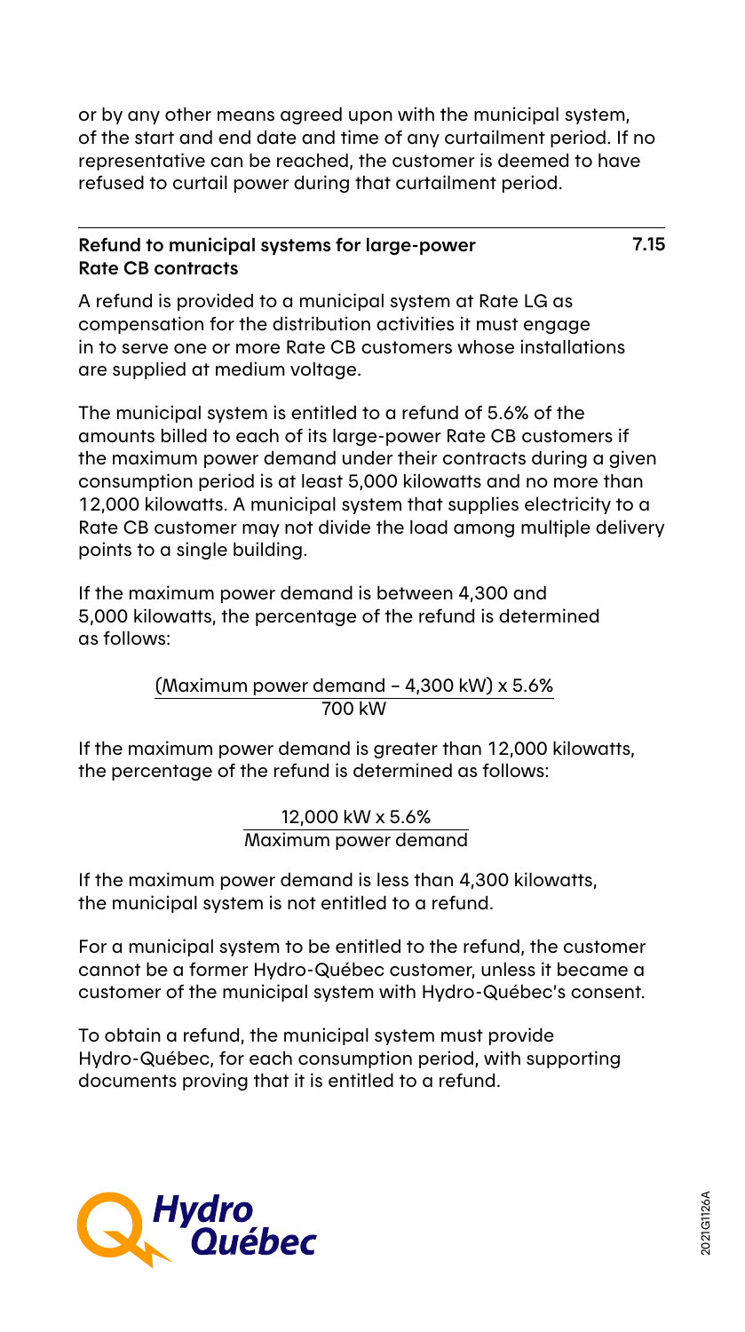or by any other means agreed upon with the municipal system, of the start and end date and time of any curtailment period. If no representative can be reached, the customer is deemed to have refused to curtail power during that curtailment period.

### Refund to municipal systems for large-power Rate CB contracts — 7.15

A refund is provided to a municipal system at Rate LG as compensation for the distribution activities it must engage in to serve one or more Rate CB customers whose installations are supplied at medium voltage.

The municipal system is entitled to a refund of 5.6% of the amounts billed to each of its large-power Rate CB customers if the maximum power demand under their contracts during a given consumption period is at least 5,000 kilowatts and no more than 12,000 kilowatts. A municipal system that supplies electricity to a Rate CB customer may not divide the load among multiple delivery points to a single building.

If the maximum power demand is between 4,300 and 5,000 kilowatts, the percentage of the refund is determined as follows:

$$\frac{(\text{Maximum power demand} - 4{,}300\text{ kW}) \times 5.6\%}{700\text{ kW}}$$

If the maximum power demand is greater than 12,000 kilowatts, the percentage of the refund is determined as follows:

$$\frac{12{,}000\text{ kW} \times 5.6\%}{\text{Maximum power demand}}$$

If the maximum power demand is less than 4,300 kilowatts, the municipal system is not entitled to a refund.

For a municipal system to be entitled to the refund, the customer cannot be a former Hydro-Québec customer, unless it became a customer of the municipal system with Hydro-Québec's consent.

To obtain a refund, the municipal system must provide Hydro-Québec, for each consumption period, with supporting documents proving that it is entitled to a refund.

Hydro Québec

2021G1126A